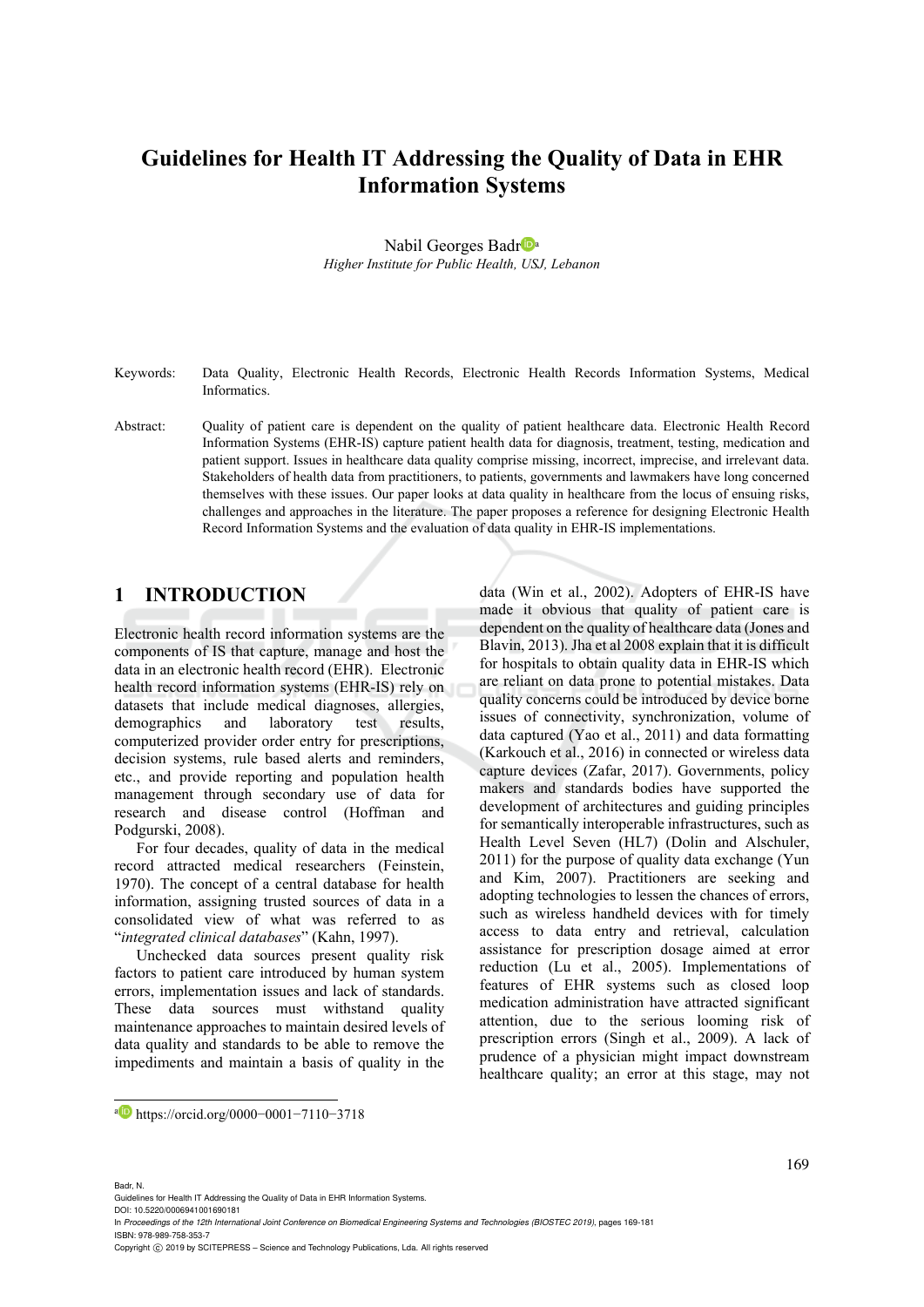# Guidelines for Health IT Addressing the Quality of Data in EHR Information Systems

Nabil Georges Badr[a]

*Higher Institute for Public Health, USJ, Lebanon*

Keywords: Data Quality, Electronic Health Records, Electronic Health Records Information Systems, Medical Informatics.

Abstract: Quality of patient care is dependent on the quality of patient healthcare data. Electronic Health Record Information Systems (EHR-IS) capture patient health data for diagnosis, treatment, testing, medication and patient support. Issues in healthcare data quality comprise missing, incorrect, imprecise, and irrelevant data. Stakeholders of health data from practitioners, to patients, governments and lawmakers have long concerned themselves with these issues. Our paper looks at data quality in healthcare from the locus of ensuing risks, challenges and approaches in the literature. The paper proposes a reference for designing Electronic Health Record Information Systems and the evaluation of data quality in EHR-IS implementations.

## 1 INTRODUCTION

Electronic health record information systems are the components of IS that capture, manage and host the data in an electronic health record (EHR). Electronic health record information systems (EHR-IS) rely on datasets that include medical diagnoses, allergies, demographics and laboratory test results, computerized provider order entry for prescriptions, decision systems, rule based alerts and reminders, etc., and provide reporting and population health management through secondary use of data for research and disease control (Hoffman and Podgurski, 2008).

For four decades, quality of data in the medical record attracted medical researchers (Feinstein, 1970). The concept of a central database for health information, assigning trusted sources of data in a consolidated view of what was referred to as "*integrated clinical databases*" (Kahn, 1997).

Unchecked data sources present quality risk factors to patient care introduced by human system errors, implementation issues and lack of standards. These data sources must withstand quality maintenance approaches to maintain desired levels of data quality and standards to be able to remove the impediments and maintain a basis of quality in the data (Win et al., 2002). Adopters of EHR-IS have made it obvious that quality of patient care is dependent on the quality of healthcare data (Jones and Blavin, 2013). Jha et al 2008 explain that it is difficult for hospitals to obtain quality data in EHR-IS which are reliant on data prone to potential mistakes. Data quality concerns could be introduced by device borne issues of connectivity, synchronization, volume of data captured (Yao et al., 2011) and data formatting (Karkouch et al., 2016) in connected or wireless data capture devices (Zafar, 2017). Governments, policy makers and standards bodies have supported the development of architectures and guiding principles for semantically interoperable infrastructures, such as Health Level Seven (HL7) (Dolin and Alschuler, 2011) for the purpose of quality data exchange (Yun and Kim, 2007). Practitioners are seeking and adopting technologies to lessen the chances of errors, such as wireless handheld devices with for timely access to data entry and retrieval, calculation assistance for prescription dosage aimed at error reduction (Lu et al., 2005). Implementations of features of EHR systems such as closed loop medication administration have attracted significant attention, due to the serious looming risk of prescription errors (Singh et al., 2009). A lack of prudence of a physician might impact downstream healthcare quality; an error at this stage, may not

[a] https://orcid.org/0000-0001-7110-3718

Badr, N.
Guidelines for Health IT Addressing the Quality of Data in EHR Information Systems.
DOI: 10.5220/0006941001690181
In *Proceedings of the 12th International Joint Conference on Biomedical Engineering Systems and Technologies (BIOSTEC 2019)*, pages 169-181
ISBN: 978-989-758-353-7
Copyright © 2019 by SCITEPRESS – Science and Technology Publications, Lda. All rights reserved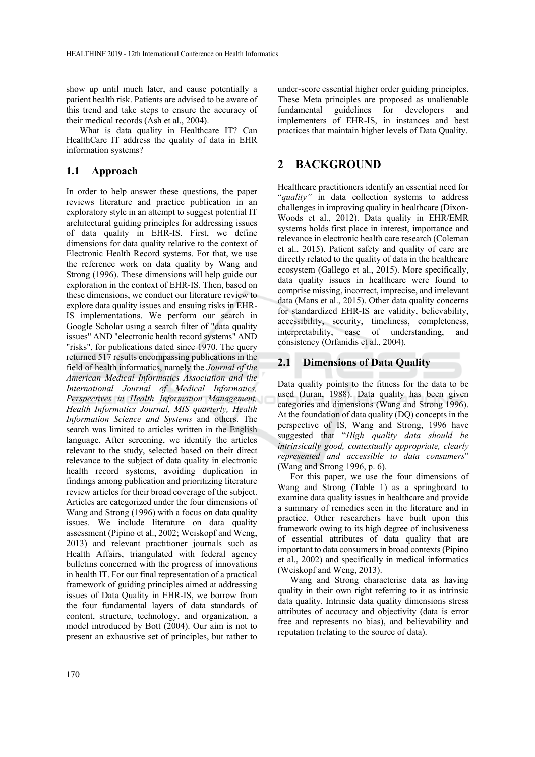show up until much later, and cause potentially a patient health risk. Patients are advised to be aware of this trend and take steps to ensure the accuracy of their medical records (Ash et al., 2004).

What is data quality in Healthcare IT? Can HealthCare IT address the quality of data in EHR information systems?

## 1.1 Approach

In order to help answer these questions, the paper reviews literature and practice publication in an exploratory style in an attempt to suggest potential IT architectural guiding principles for addressing issues of data quality in EHR-IS. First, we define dimensions for data quality relative to the context of Electronic Health Record systems. For that, we use the reference work on data quality by Wang and Strong (1996). These dimensions will help guide our exploration in the context of EHR-IS. Then, based on these dimensions, we conduct our literature review to explore data quality issues and ensuing risks in EHR-IS implementations. We perform our search in Google Scholar using a search filter of "data quality issues" AND "electronic health record systems" AND "risks", for publications dated since 1970. The query returned 517 results encompassing publications in the field of health informatics, namely the *Journal of the American Medical Informatics Association and the International Journal of Medical Informatics, Perspectives in Health Information Management, Health Informatics Journal, MIS quarterly, Health Information Science and Systems* and others. The search was limited to articles written in the English language. After screening, we identify the articles relevant to the study, selected based on their direct relevance to the subject of data quality in electronic health record systems, avoiding duplication in findings among publication and prioritizing literature review articles for their broad coverage of the subject. Articles are categorized under the four dimensions of Wang and Strong (1996) with a focus on data quality issues. We include literature on data quality assessment (Pipino et al., 2002; Weiskopf and Weng, 2013) and relevant practitioner journals such as Health Affairs, triangulated with federal agency bulletins concerned with the progress of innovations in health IT. For our final representation of a practical framework of guiding principles aimed at addressing issues of Data Quality in EHR-IS, we borrow from the four fundamental layers of data standards of content, structure, technology, and organization, a model introduced by Bott (2004). Our aim is not to present an exhaustive set of principles, but rather to under-score essential higher order guiding principles. These Meta principles are proposed as unalienable fundamental guidelines for developers and implementers of EHR-IS, in instances and best practices that maintain higher levels of Data Quality.

# 2 BACKGROUND

Healthcare practitioners identify an essential need for "*quality"* in data collection systems to address challenges in improving quality in healthcare (Dixon-Woods et al., 2012). Data quality in EHR/EMR systems holds first place in interest, importance and relevance in electronic health care research (Coleman et al., 2015). Patient safety and quality of care are directly related to the quality of data in the healthcare ecosystem (Gallego et al., 2015). More specifically, data quality issues in healthcare were found to comprise missing, incorrect, imprecise, and irrelevant data (Mans et al., 2015). Other data quality concerns for standardized EHR-IS are validity, believability, accessibility, security, timeliness, completeness, interpretability, ease of understanding, and consistency (Orfanidis et al., 2004).

## 2.1 Dimensions of Data Quality

Data quality points to the fitness for the data to be used (Juran, 1988). Data quality has been given categories and dimensions (Wang and Strong 1996). At the foundation of data quality (DQ) concepts in the perspective of IS, Wang and Strong, 1996 have suggested that "*High quality data should be intrinsically good, contextually appropriate, clearly represented and accessible to data consumers*" (Wang and Strong 1996, p. 6).

For this paper, we use the four dimensions of Wang and Strong (Table 1) as a springboard to examine data quality issues in healthcare and provide a summary of remedies seen in the literature and in practice. Other researchers have built upon this framework owing to its high degree of inclusiveness of essential attributes of data quality that are important to data consumers in broad contexts (Pipino et al., 2002) and specifically in medical informatics (Weiskopf and Weng, 2013).

Wang and Strong characterise data as having quality in their own right referring to it as intrinsic data quality. Intrinsic data quality dimensions stress attributes of accuracy and objectivity (data is error free and represents no bias), and believability and reputation (relating to the source of data).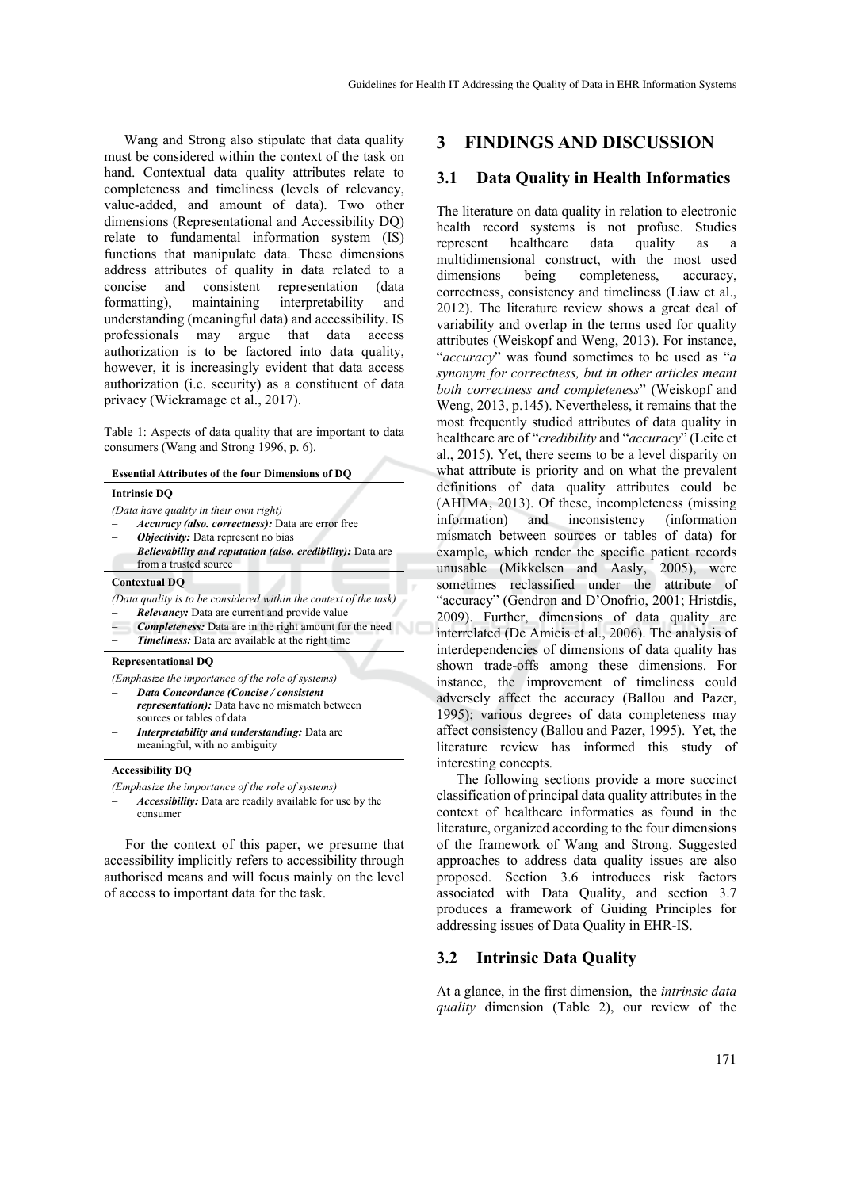Wang and Strong also stipulate that data quality must be considered within the context of the task on hand. Contextual data quality attributes relate to completeness and timeliness (levels of relevancy, value-added, and amount of data). Two other dimensions (Representational and Accessibility DQ) relate to fundamental information system (IS) functions that manipulate data. These dimensions address attributes of quality in data related to a concise and consistent representation (data formatting), maintaining interpretability and understanding (meaningful data) and accessibility. IS professionals may argue that data access authorization is to be factored into data quality, however, it is increasingly evident that data access authorization (i.e. security) as a constituent of data privacy (Wickramage et al., 2017).

Table 1: Aspects of data quality that are important to data consumers (Wang and Strong 1996, p. 6).

| **Essential Attributes of the four Dimensions of DQ** |
|---|
| **Intrinsic DQ** |
| *(Data have quality in their own right)* <br> – ***Accuracy (also. correctness):*** Data are error free <br> – ***Objectivity:*** Data represent no bias <br> – ***Believability and reputation (also. credibility):*** Data are from a trusted source |
| **Contextual DQ** |
| *(Data quality is to be considered within the context of the task)* <br> – ***Relevancy:*** Data are current and provide value <br> – ***Completeness:*** Data are in the right amount for the need <br> – ***Timeliness:*** Data are available at the right time |
| **Representational DQ** |
| *(Emphasize the importance of the role of systems)* <br> – ***Data Concordance (Concise / consistent representation):*** Data have no mismatch between sources or tables of data <br> – ***Interpretability and understanding:*** Data are meaningful, with no ambiguity |
| **Accessibility DQ** |
| *(Emphasize the importance of the role of systems)* <br> – ***Accessibility:*** Data are readily available for use by the consumer |

For the context of this paper, we presume that accessibility implicitly refers to accessibility through authorised means and will focus mainly on the level of access to important data for the task.

# 3 FINDINGS AND DISCUSSION

## 3.1 Data Quality in Health Informatics

The literature on data quality in relation to electronic health record systems is not profuse. Studies represent healthcare data quality as a multidimensional construct, with the most used dimensions being completeness, accuracy, correctness, consistency and timeliness (Liaw et al., 2012). The literature review shows a great deal of variability and overlap in the terms used for quality attributes (Weiskopf and Weng, 2013). For instance, "*accuracy*" was found sometimes to be used as "*a synonym for correctness, but in other articles meant both correctness and completeness*" (Weiskopf and Weng, 2013, p.145). Nevertheless, it remains that the most frequently studied attributes of data quality in healthcare are of "*credibility* and "*accuracy*" (Leite et al., 2015). Yet, there seems to be a level disparity on what attribute is priority and on what the prevalent definitions of data quality attributes could be (AHIMA, 2013). Of these, incompleteness (missing information) and inconsistency (information mismatch between sources or tables of data) for example, which render the specific patient records unusable (Mikkelsen and Aasly, 2005), were sometimes reclassified under the attribute of "accuracy" (Gendron and D'Onofrio, 2001; Hristdis, 2009). Further, dimensions of data quality are interrelated (De Amicis et al., 2006). The analysis of interdependencies of dimensions of data quality has shown trade-offs among these dimensions. For instance, the improvement of timeliness could adversely affect the accuracy (Ballou and Pazer, 1995); various degrees of data completeness may affect consistency (Ballou and Pazer, 1995). Yet, the literature review has informed this study of interesting concepts.

The following sections provide a more succinct classification of principal data quality attributes in the context of healthcare informatics as found in the literature, organized according to the four dimensions of the framework of Wang and Strong. Suggested approaches to address data quality issues are also proposed. Section 3.6 introduces risk factors associated with Data Quality, and section 3.7 produces a framework of Guiding Principles for addressing issues of Data Quality in EHR-IS.

## 3.2 Intrinsic Data Quality

At a glance, in the first dimension, the *intrinsic data quality* dimension (Table 2), our review of the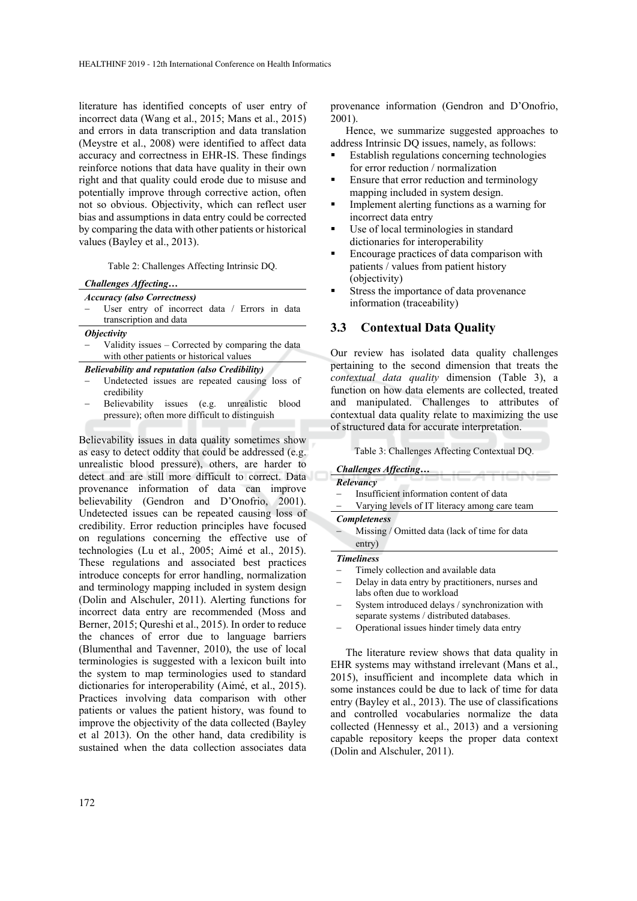literature has identified concepts of user entry of incorrect data (Wang et al., 2015; Mans et al., 2015) and errors in data transcription and data translation (Meystre et al., 2008) were identified to affect data accuracy and correctness in EHR-IS. These findings reinforce notions that data have quality in their own right and that quality could erode due to misuse and potentially improve through corrective action, often not so obvious. Objectivity, which can reflect user bias and assumptions in data entry could be corrected by comparing the data with other patients or historical values (Bayley et al., 2013).

Table 2: Challenges Affecting Intrinsic DQ.

| ***Challenges Affecting…*** |
|---|
| ***Accuracy (also Correctness)*** |
| − User entry of incorrect data / Errors in data transcription and data |
| ***Objectivity*** |
| − Validity issues – Corrected by comparing the data with other patients or historical values |
| ***Believability and reputation (also Credibility)*** |
| − Undetected issues are repeated causing loss of credibility |
| − Believability issues (e.g. unrealistic blood pressure); often more difficult to distinguish |

Believability issues in data quality sometimes show as easy to detect oddity that could be addressed (e.g. unrealistic blood pressure), others, are harder to detect and are still more difficult to correct. Data provenance information of data can improve believability (Gendron and D'Onofrio, 2001). Undetected issues can be repeated causing loss of credibility. Error reduction principles have focused on regulations concerning the effective use of technologies (Lu et al., 2005; Aimé et al., 2015). These regulations and associated best practices introduce concepts for error handling, normalization and terminology mapping included in system design (Dolin and Alschuler, 2011). Alerting functions for incorrect data entry are recommended (Moss and Berner, 2015; Qureshi et al., 2015). In order to reduce the chances of error due to language barriers (Blumenthal and Tavenner, 2010), the use of local terminologies is suggested with a lexicon built into the system to map terminologies used to standard dictionaries for interoperability (Aimé, et al., 2015). Practices involving data comparison with other patients or values the patient history, was found to improve the objectivity of the data collected (Bayley et al 2013). On the other hand, data credibility is sustained when the data collection associates data provenance information (Gendron and D'Onofrio, 2001).

Hence, we summarize suggested approaches to address Intrinsic DQ issues, namely, as follows:

- Establish regulations concerning technologies for error reduction / normalization
- Ensure that error reduction and terminology mapping included in system design.
- Implement alerting functions as a warning for incorrect data entry
- Use of local terminologies in standard dictionaries for interoperability
- Encourage practices of data comparison with patients / values from patient history (objectivity)
- Stress the importance of data provenance information (traceability)

### 3.3 Contextual Data Quality

Our review has isolated data quality challenges pertaining to the second dimension that treats the *contextual data quality* dimension (Table 3), a function on how data elements are collected, treated and manipulated. Challenges to attributes of contextual data quality relate to maximizing the use of structured data for accurate interpretation.

Table 3: Challenges Affecting Contextual DQ.

| ***Challenges Affecting…*** |
|---|
| ***Relevancy*** |
| − Insufficient information content of data |
| − Varying levels of IT literacy among care team |
| ***Completeness*** |
| − Missing / Omitted data (lack of time for data entry) |
| ***Timeliness*** |
| − Timely collection and available data |
| − Delay in data entry by practitioners, nurses and labs often due to workload |
| − System introduced delays / synchronization with separate systems / distributed databases. |
| − Operational issues hinder timely data entry |

The literature review shows that data quality in EHR systems may withstand irrelevant (Mans et al., 2015), insufficient and incomplete data which in some instances could be due to lack of time for data entry (Bayley et al., 2013). The use of classifications and controlled vocabularies normalize the data collected (Hennessy et al., 2013) and a versioning capable repository keeps the proper data context (Dolin and Alschuler, 2011).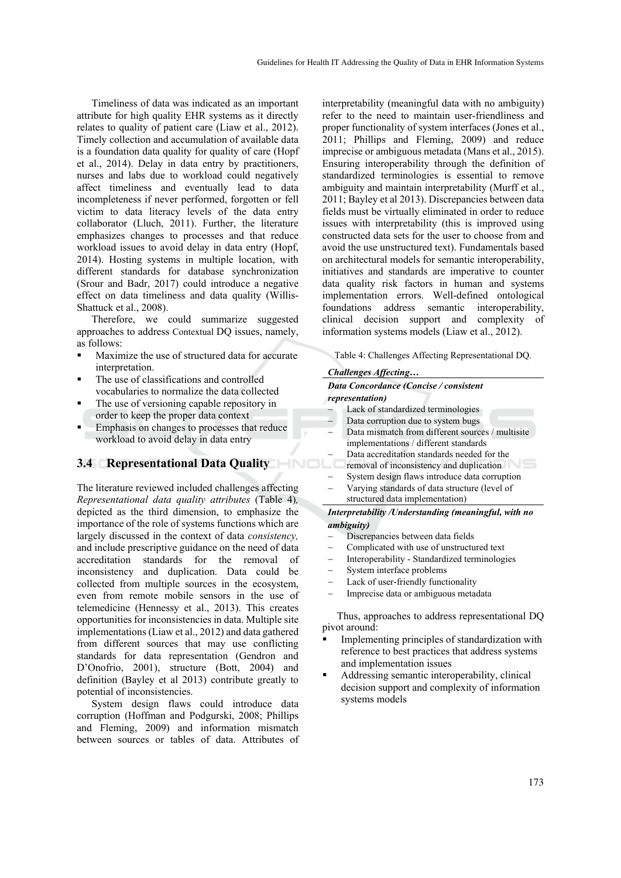Timeliness of data was indicated as an important attribute for high quality EHR systems as it directly relates to quality of patient care (Liaw et al., 2012). Timely collection and accumulation of available data is a foundation data quality for quality of care (Hopf et al., 2014). Delay in data entry by practitioners, nurses and labs due to workload could negatively affect timeliness and eventually lead to data incompleteness if never performed, forgotten or fell victim to data literacy levels of the data entry collaborator (Lluch, 2011). Further, the literature emphasizes changes to processes and that reduce workload issues to avoid delay in data entry (Hopf, 2014). Hosting systems in multiple location, with different standards for database synchronization (Srour and Badr, 2017) could introduce a negative effect on data timeliness and data quality (Willis-Shattuck et al., 2008).

Therefore, we could summarize suggested approaches to address Contextual DQ issues, namely, as follows:

- Maximize the use of structured data for accurate interpretation.
- The use of classifications and controlled vocabularies to normalize the data collected
- The use of versioning capable repository in order to keep the proper data context
- Emphasis on changes to processes that reduce workload to avoid delay in data entry

## 3.4 Representational Data Quality

The literature reviewed included challenges affecting *Representational data quality attributes* (Table 4), depicted as the third dimension, to emphasize the importance of the role of systems functions which are largely discussed in the context of data *consistency,* and include prescriptive guidance on the need of data accreditation standards for the removal of inconsistency and duplication. Data could be collected from multiple sources in the ecosystem, even from remote mobile sensors in the use of telemedicine (Hennessy et al., 2013). This creates opportunities for inconsistencies in data. Multiple site implementations (Liaw et al., 2012) and data gathered from different sources that may use conflicting standards for data representation (Gendron and D'Onofrio, 2001), structure (Bott, 2004) and definition (Bayley et al 2013) contribute greatly to potential of inconsistencies.

System design flaws could introduce data corruption (Hoffman and Podgurski, 2008; Phillips and Fleming, 2009) and information mismatch between sources or tables of data. Attributes of interpretability (meaningful data with no ambiguity) refer to the need to maintain user-friendliness and proper functionality of system interfaces (Jones et al., 2011; Phillips and Fleming, 2009) and reduce imprecise or ambiguous metadata (Mans et al., 2015). Ensuring interoperability through the definition of standardized terminologies is essential to remove ambiguity and maintain interpretability (Murff et al., 2011; Bayley et al 2013). Discrepancies between data fields must be virtually eliminated in order to reduce issues with interpretability (this is improved using constructed data sets for the user to choose from and avoid the use unstructured text). Fundamentals based on architectural models for semantic interoperability, initiatives and standards are imperative to counter data quality risk factors in human and systems implementation errors. Well-defined ontological foundations address semantic interoperability, clinical decision support and complexity of information systems models (Liaw et al., 2012).

Table 4: Challenges Affecting Representational DQ.

| ***Challenges Affecting…*** |
|---|
| ***Data Concordance (Concise / consistent representation)*** |
| − Lack of standardized terminologies |
| − Data corruption due to system bugs |
| − Data mismatch from different sources / multisite implementations / different standards |
| − Data accreditation standards needed for the removal of inconsistency and duplication |
| − System design flaws introduce data corruption |
| − Varying standards of data structure (level of structured data implementation) |
| ***Interpretability /Understanding (meaningful, with no ambiguity)*** |
| − Discrepancies between data fields |
| − Complicated with use of unstructured text |
| − Interoperability - Standardized terminologies |
| − System interface problems |
| − Lack of user-friendly functionality |
| − Imprecise data or ambiguous metadata |

Thus, approaches to address representational DQ pivot around:

- Implementing principles of standardization with reference to best practices that address systems and implementation issues
- Addressing semantic interoperability, clinical decision support and complexity of information systems models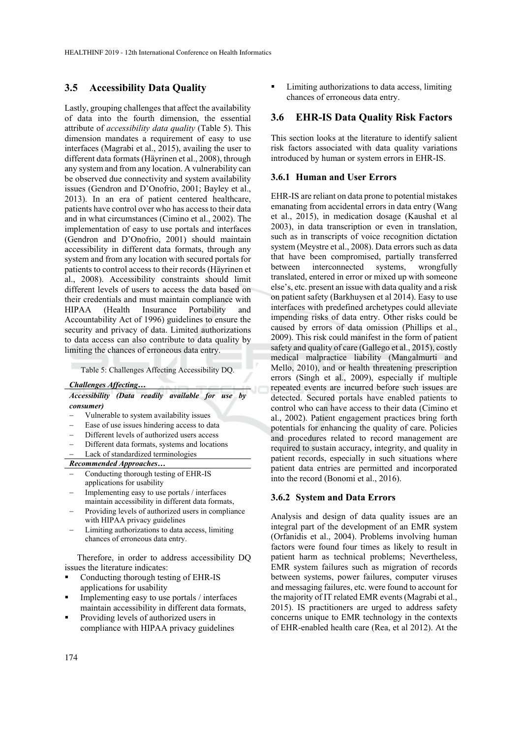## 3.5 Accessibility Data Quality

Lastly, grouping challenges that affect the availability of data into the fourth dimension, the essential attribute of *accessibility data quality* (Table 5). This dimension mandates a requirement of easy to use interfaces (Magrabi et al., 2015), availing the user to different data formats (Häyrinen et al., 2008), through any system and from any location. A vulnerability can be observed due connectivity and system availability issues (Gendron and D'Onofrio, 2001; Bayley et al., 2013). In an era of patient centered healthcare, patients have control over who has access to their data and in what circumstances (Cimino et al., 2002). The implementation of easy to use portals and interfaces (Gendron and D'Onofrio, 2001) should maintain accessibility in different data formats, through any system and from any location with secured portals for patients to control access to their records (Häyrinen et al., 2008). Accessibility constraints should limit different levels of users to access the data based on their credentials and must maintain compliance with HIPAA (Health Insurance Portability and Accountability Act of 1996) guidelines to ensure the security and privacy of data. Limited authorizations to data access can also contribute to data quality by limiting the chances of erroneous data entry.

Table 5: Challenges Affecting Accessibility DQ.

| ***Challenges Affecting…*** |
|---|
| ***Accessibility (Data readily available for use by consumer)*** |
| – Vulnerable to system availability issues |
| – Ease of use issues hindering access to data |
| – Different levels of authorized users access |
| – Different data formats, systems and locations |
| – Lack of standardized terminologies |
| ***Recommended Approaches…*** |
| – Conducting thorough testing of EHR-IS applications for usability |
| – Implementing easy to use portals / interfaces maintain accessibility in different data formats, |
| – Providing levels of authorized users in compliance with HIPAA privacy guidelines |
| – Limiting authorizations to data access, limiting chances of erroneous data entry. |

Therefore, in order to address accessibility DQ issues the literature indicates:

- Conducting thorough testing of EHR-IS applications for usability
- Implementing easy to use portals / interfaces maintain accessibility in different data formats,
- Providing levels of authorized users in compliance with HIPAA privacy guidelines
- Limiting authorizations to data access, limiting chances of erroneous data entry.

## 3.6 EHR-IS Data Quality Risk Factors

This section looks at the literature to identify salient risk factors associated with data quality variations introduced by human or system errors in EHR-IS.

### 3.6.1 Human and User Errors

EHR-IS are reliant on data prone to potential mistakes emanating from accidental errors in data entry (Wang et al., 2015), in medication dosage (Kaushal et al 2003), in data transcription or even in translation, such as in transcripts of voice recognition dictation system (Meystre et al., 2008). Data errors such as data that have been compromised, partially transferred between interconnected systems, wrongfully translated, entered in error or mixed up with someone else's, etc. present an issue with data quality and a risk on patient safety (Barkhuysen et al 2014). Easy to use interfaces with predefined archetypes could alleviate impending risks of data entry. Other risks could be caused by errors of data omission (Phillips et al., 2009). This risk could manifest in the form of patient safety and quality of care (Gallego et al., 2015), costly medical malpractice liability (Mangalmurti and Mello, 2010), and or health threatening prescription errors (Singh et al., 2009), especially if multiple repeated events are incurred before such issues are detected. Secured portals have enabled patients to control who can have access to their data (Cimino et al., 2002). Patient engagement practices bring forth potentials for enhancing the quality of care. Policies and procedures related to record management are required to sustain accuracy, integrity, and quality in patient records, especially in such situations where patient data entries are permitted and incorporated into the record (Bonomi et al., 2016).

### 3.6.2 System and Data Errors

Analysis and design of data quality issues are an integral part of the development of an EMR system (Orfanidis et al., 2004). Problems involving human factors were found four times as likely to result in patient harm as technical problems; Nevertheless, EMR system failures such as migration of records between systems, power failures, computer viruses and messaging failures, etc. were found to account for the majority of IT related EMR events (Magrabi et al., 2015). IS practitioners are urged to address safety concerns unique to EMR technology in the contexts of EHR-enabled health care (Rea, et al 2012). At the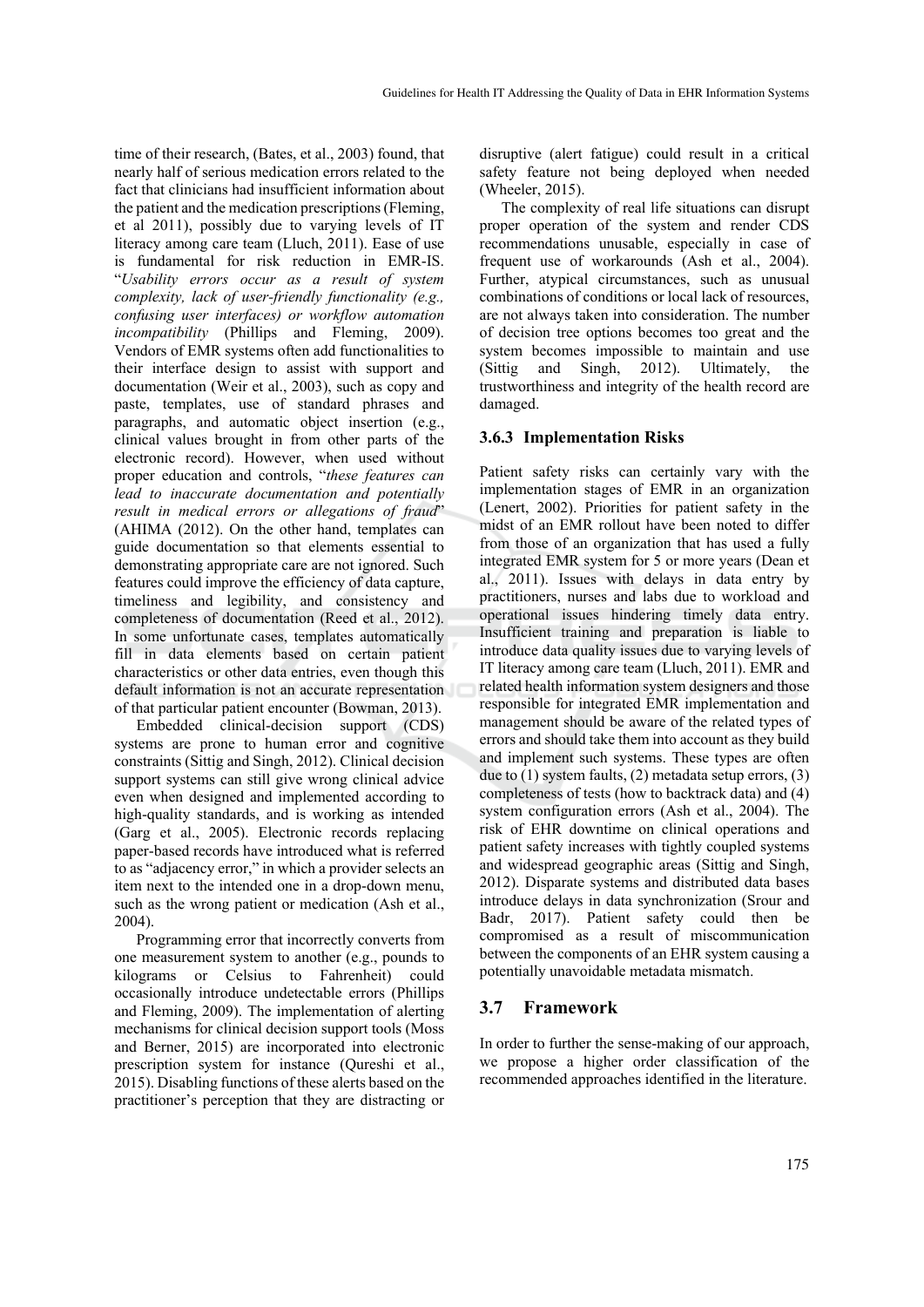time of their research, (Bates, et al., 2003) found, that nearly half of serious medication errors related to the fact that clinicians had insufficient information about the patient and the medication prescriptions (Fleming, et al 2011), possibly due to varying levels of IT literacy among care team (Lluch, 2011). Ease of use is fundamental for risk reduction in EMR-IS. "*Usability errors occur as a result of system complexity, lack of user-friendly functionality (e.g., confusing user interfaces) or workflow automation incompatibility* (Phillips and Fleming, 2009). Vendors of EMR systems often add functionalities to their interface design to assist with support and documentation (Weir et al., 2003), such as copy and paste, templates, use of standard phrases and paragraphs, and automatic object insertion (e.g., clinical values brought in from other parts of the electronic record). However, when used without proper education and controls, "*these features can lead to inaccurate documentation and potentially result in medical errors or allegations of fraud*" (AHIMA (2012). On the other hand, templates can guide documentation so that elements essential to demonstrating appropriate care are not ignored. Such features could improve the efficiency of data capture, timeliness and legibility, and consistency and completeness of documentation (Reed et al., 2012). In some unfortunate cases, templates automatically fill in data elements based on certain patient characteristics or other data entries, even though this default information is not an accurate representation of that particular patient encounter (Bowman, 2013).

Embedded clinical-decision support (CDS) systems are prone to human error and cognitive constraints (Sittig and Singh, 2012). Clinical decision support systems can still give wrong clinical advice even when designed and implemented according to high-quality standards, and is working as intended (Garg et al., 2005). Electronic records replacing paper-based records have introduced what is referred to as "adjacency error," in which a provider selects an item next to the intended one in a drop-down menu, such as the wrong patient or medication (Ash et al., 2004).

Programming error that incorrectly converts from one measurement system to another (e.g., pounds to kilograms or Celsius to Fahrenheit) could occasionally introduce undetectable errors (Phillips and Fleming, 2009). The implementation of alerting mechanisms for clinical decision support tools (Moss and Berner, 2015) are incorporated into electronic prescription system for instance (Qureshi et al., 2015). Disabling functions of these alerts based on the practitioner's perception that they are distracting or disruptive (alert fatigue) could result in a critical safety feature not being deployed when needed (Wheeler, 2015).

The complexity of real life situations can disrupt proper operation of the system and render CDS recommendations unusable, especially in case of frequent use of workarounds (Ash et al., 2004). Further, atypical circumstances, such as unusual combinations of conditions or local lack of resources, are not always taken into consideration. The number of decision tree options becomes too great and the system becomes impossible to maintain and use (Sittig and Singh, 2012). Ultimately, the trustworthiness and integrity of the health record are damaged.

### 3.6.3 Implementation Risks

Patient safety risks can certainly vary with the implementation stages of EMR in an organization (Lenert, 2002). Priorities for patient safety in the midst of an EMR rollout have been noted to differ from those of an organization that has used a fully integrated EMR system for 5 or more years (Dean et al., 2011). Issues with delays in data entry by practitioners, nurses and labs due to workload and operational issues hindering timely data entry. Insufficient training and preparation is liable to introduce data quality issues due to varying levels of IT literacy among care team (Lluch, 2011). EMR and related health information system designers and those responsible for integrated EMR implementation and management should be aware of the related types of errors and should take them into account as they build and implement such systems. These types are often due to (1) system faults, (2) metadata setup errors, (3) completeness of tests (how to backtrack data) and (4) system configuration errors (Ash et al., 2004). The risk of EHR downtime on clinical operations and patient safety increases with tightly coupled systems and widespread geographic areas (Sittig and Singh, 2012). Disparate systems and distributed data bases introduce delays in data synchronization (Srour and Badr, 2017). Patient safety could then be compromised as a result of miscommunication between the components of an EHR system causing a potentially unavoidable metadata mismatch.

## 3.7 Framework

In order to further the sense-making of our approach, we propose a higher order classification of the recommended approaches identified in the literature.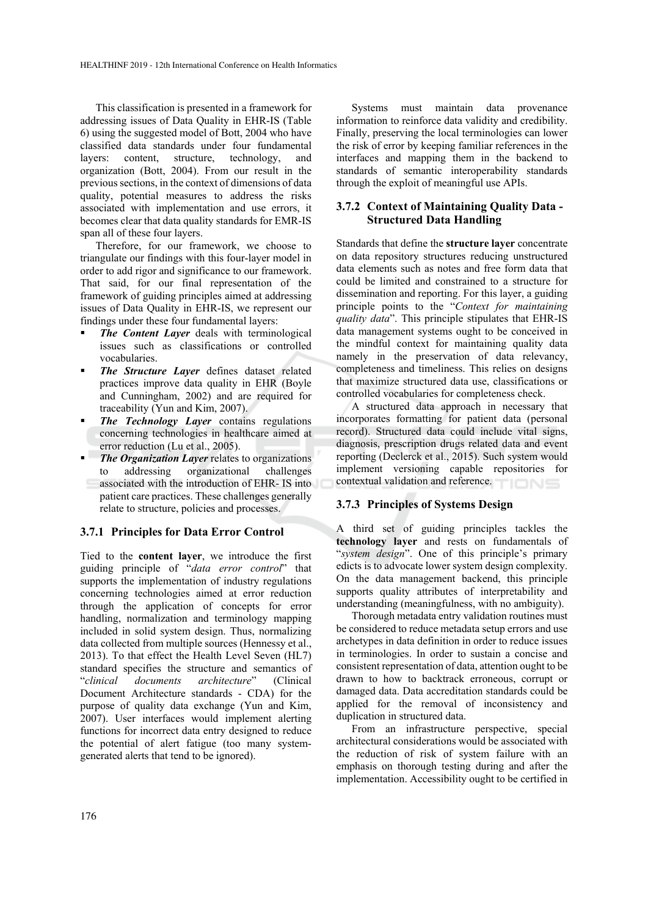This classification is presented in a framework for addressing issues of Data Quality in EHR-IS (Table 6) using the suggested model of Bott, 2004 who have classified data standards under four fundamental layers: content, structure, technology, and organization (Bott, 2004). From our result in the previous sections, in the context of dimensions of data quality, potential measures to address the risks associated with implementation and use errors, it becomes clear that data quality standards for EMR-IS span all of these four layers.

Therefore, for our framework, we choose to triangulate our findings with this four-layer model in order to add rigor and significance to our framework. That said, for our final representation of the framework of guiding principles aimed at addressing issues of Data Quality in EHR-IS, we represent our findings under these four fundamental layers:

- ***The Content Layer*** deals with terminological issues such as classifications or controlled vocabularies.
- ***The Structure Layer*** defines dataset related practices improve data quality in EHR (Boyle and Cunningham, 2002) and are required for traceability (Yun and Kim, 2007).
- ***The Technology Layer*** contains regulations concerning technologies in healthcare aimed at error reduction (Lu et al., 2005).
- ***The Organization Layer*** relates to organizations to addressing organizational challenges associated with the introduction of EHR- IS into patient care practices. These challenges generally relate to structure, policies and processes.

### 3.7.1 Principles for Data Error Control

Tied to the **content layer**, we introduce the first guiding principle of "*data error control*" that supports the implementation of industry regulations concerning technologies aimed at error reduction through the application of concepts for error handling, normalization and terminology mapping included in solid system design. Thus, normalizing data collected from multiple sources (Hennessy et al., 2013). To that effect the Health Level Seven (HL7) standard specifies the structure and semantics of "*clinical documents architecture*" (Clinical Document Architecture standards - CDA) for the purpose of quality data exchange (Yun and Kim, 2007). User interfaces would implement alerting functions for incorrect data entry designed to reduce the potential of alert fatigue (too many system-generated alerts that tend to be ignored).

Systems must maintain data provenance information to reinforce data validity and credibility. Finally, preserving the local terminologies can lower the risk of error by keeping familiar references in the interfaces and mapping them in the backend to standards of semantic interoperability standards through the exploit of meaningful use APIs.

### 3.7.2 Context of Maintaining Quality Data - Structured Data Handling

Standards that define the **structure layer** concentrate on data repository structures reducing unstructured data elements such as notes and free form data that could be limited and constrained to a structure for dissemination and reporting. For this layer, a guiding principle points to the "*Context for maintaining quality data*". This principle stipulates that EHR-IS data management systems ought to be conceived in the mindful context for maintaining quality data namely in the preservation of data relevancy, completeness and timeliness. This relies on designs that maximize structured data use, classifications or controlled vocabularies for completeness check.

A structured data approach in necessary that incorporates formatting for patient data (personal record). Structured data could include vital signs, diagnosis, prescription drugs related data and event reporting (Declerck et al., 2015). Such system would implement versioning capable repositories for contextual validation and reference.

### 3.7.3 Principles of Systems Design

A third set of guiding principles tackles the **technology layer** and rests on fundamentals of "*system design*". One of this principle's primary edicts is to advocate lower system design complexity. On the data management backend, this principle supports quality attributes of interpretability and understanding (meaningfulness, with no ambiguity).

Thorough metadata entry validation routines must be considered to reduce metadata setup errors and use archetypes in data definition in order to reduce issues in terminologies. In order to sustain a concise and consistent representation of data, attention ought to be drawn to how to backtrack erroneous, corrupt or damaged data. Data accreditation standards could be applied for the removal of inconsistency and duplication in structured data.

From an infrastructure perspective, special architectural considerations would be associated with the reduction of risk of system failure with an emphasis on thorough testing during and after the implementation. Accessibility ought to be certified in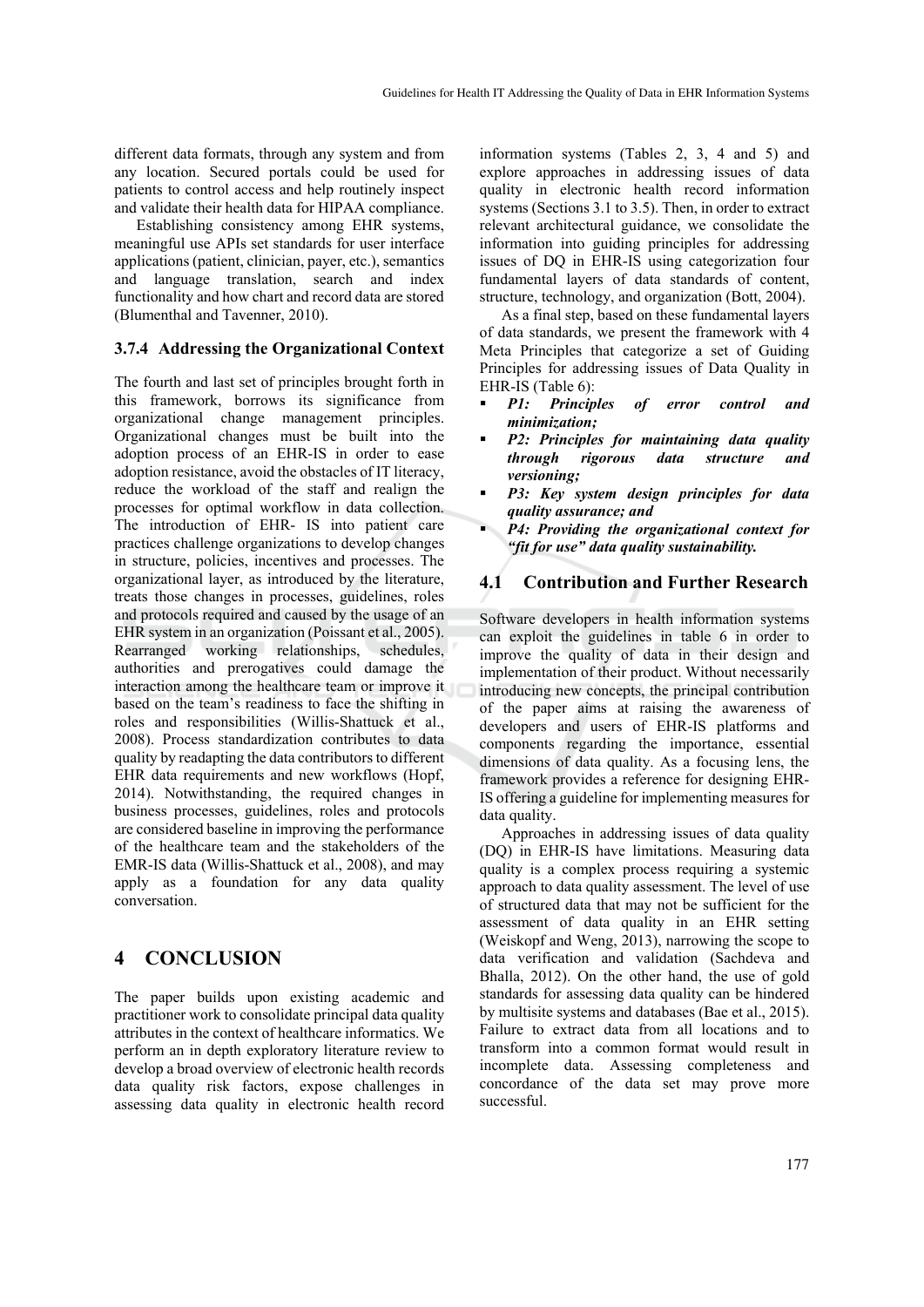different data formats, through any system and from any location. Secured portals could be used for patients to control access and help routinely inspect and validate their health data for HIPAA compliance.

Establishing consistency among EHR systems, meaningful use APIs set standards for user interface applications (patient, clinician, payer, etc.), semantics and language translation, search and index functionality and how chart and record data are stored (Blumenthal and Tavenner, 2010).

#### 3.7.4 Addressing the Organizational Context

The fourth and last set of principles brought forth in this framework, borrows its significance from organizational change management principles. Organizational changes must be built into the adoption process of an EHR-IS in order to ease adoption resistance, avoid the obstacles of IT literacy, reduce the workload of the staff and realign the processes for optimal workflow in data collection. The introduction of EHR- IS into patient care practices challenge organizations to develop changes in structure, policies, incentives and processes. The organizational layer, as introduced by the literature, treats those changes in processes, guidelines, roles and protocols required and caused by the usage of an EHR system in an organization (Poissant et al., 2005). Rearranged working relationships, schedules, authorities and prerogatives could damage the interaction among the healthcare team or improve it based on the team's readiness to face the shifting in roles and responsibilities (Willis-Shattuck et al., 2008). Process standardization contributes to data quality by readapting the data contributors to different EHR data requirements and new workflows (Hopf, 2014). Notwithstanding, the required changes in business processes, guidelines, roles and protocols are considered baseline in improving the performance of the healthcare team and the stakeholders of the EMR-IS data (Willis-Shattuck et al., 2008), and may apply as a foundation for any data quality conversation.

## 4 CONCLUSION

The paper builds upon existing academic and practitioner work to consolidate principal data quality attributes in the context of healthcare informatics. We perform an in depth exploratory literature review to develop a broad overview of electronic health records data quality risk factors, expose challenges in assessing data quality in electronic health record information systems (Tables 2, 3, 4 and 5) and explore approaches in addressing issues of data quality in electronic health record information systems (Sections 3.1 to 3.5). Then, in order to extract relevant architectural guidance, we consolidate the information into guiding principles for addressing issues of DQ in EHR-IS using categorization four fundamental layers of data standards of content, structure, technology, and organization (Bott, 2004).

As a final step, based on these fundamental layers of data standards, we present the framework with 4 Meta Principles that categorize a set of Guiding Principles for addressing issues of Data Quality in EHR-IS (Table 6):

- ***P1: Principles of error control and minimization;***
- ***P2: Principles for maintaining data quality through rigorous data structure and versioning;***
- ***P3: Key system design principles for data quality assurance; and***
- ***P4: Providing the organizational context for "fit for use" data quality sustainability.***

### 4.1 Contribution and Further Research

Software developers in health information systems can exploit the guidelines in table 6 in order to improve the quality of data in their design and implementation of their product. Without necessarily introducing new concepts, the principal contribution of the paper aims at raising the awareness of developers and users of EHR-IS platforms and components regarding the importance, essential dimensions of data quality. As a focusing lens, the framework provides a reference for designing EHR-IS offering a guideline for implementing measures for data quality.

Approaches in addressing issues of data quality (DQ) in EHR-IS have limitations. Measuring data quality is a complex process requiring a systemic approach to data quality assessment. The level of use of structured data that may not be sufficient for the assessment of data quality in an EHR setting (Weiskopf and Weng, 2013), narrowing the scope to data verification and validation (Sachdeva and Bhalla, 2012). On the other hand, the use of gold standards for assessing data quality can be hindered by multisite systems and databases (Bae et al., 2015). Failure to extract data from all locations and to transform into a common format would result in incomplete data. Assessing completeness and concordance of the data set may prove more successful.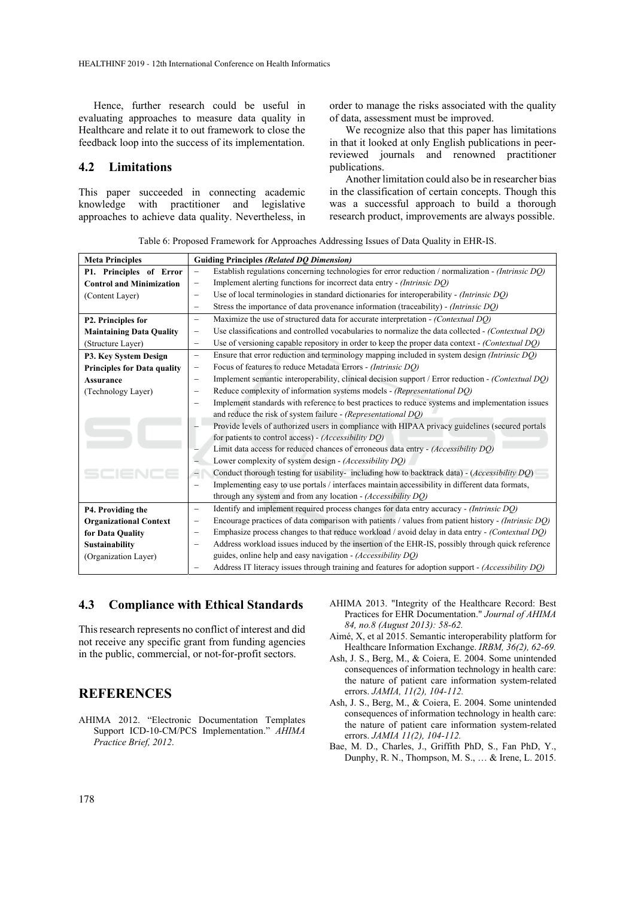Hence, further research could be useful in evaluating approaches to measure data quality in Healthcare and relate it to out framework to close the feedback loop into the success of its implementation.

### 4.2 Limitations

This paper succeeded in connecting academic knowledge with practitioner and legislative approaches to achieve data quality. Nevertheless, in order to manage the risks associated with the quality of data, assessment must be improved.

We recognize also that this paper has limitations in that it looked at only English publications in peer-reviewed journals and renowned practitioner publications.

Another limitation could also be in researcher bias in the classification of certain concepts. Though this was a successful approach to build a thorough research product, improvements are always possible.

Table 6: Proposed Framework for Approaches Addressing Issues of Data Quality in EHR-IS.

| Meta Principles | Guiding Principles *(Related DQ Dimension)* |
|---|---|
| **P1. Principles of Error Control and Minimization** (Content Layer) | – Establish regulations concerning technologies for error reduction / normalization - *(Intrinsic DQ)*<br>– Implement alerting functions for incorrect data entry - *(Intrinsic DQ)*<br>– Use of local terminologies in standard dictionaries for interoperability - *(Intrinsic DQ)*<br>– Stress the importance of data provenance information (traceability) - *(Intrinsic DQ)* |
| **P2. Principles for Maintaining Data Quality** (Structure Layer) | – Maximize the use of structured data for accurate interpretation - *(Contextual DQ)*<br>– Use classifications and controlled vocabularies to normalize the data collected - *(Contextual DQ)*<br>– Use of versioning capable repository in order to keep the proper data context - *(Contextual DQ)* |
| **P3. Key System Design Principles for Data quality Assurance** (Technology Layer) | – Ensure that error reduction and terminology mapping included in system design *(Intrinsic DQ)*<br>– Focus of features to reduce Metadata Errors - *(Intrinsic DQ)*<br>– Implement semantic interoperability, clinical decision support / Error reduction - *(Contextual DQ)*<br>– Reduce complexity of information systems models - *(Representational DQ)*<br>– Implement standards with reference to best practices to reduce systems and implementation issues and reduce the risk of system failure - *(Representational DQ)*<br>– Provide levels of authorized users in compliance with HIPAA privacy guidelines (secured portals for patients to control access) - *(Accessibility DQ)*<br>– Limit data access for reduced chances of erroneous data entry - *(Accessibility DQ)*<br>– Lower complexity of system design - *(Accessibility DQ)*<br>– Conduct thorough testing for usability- including how to backtrack data) - (*Accessibility DQ*)<br>– Implementing easy to use portals / interfaces maintain accessibility in different data formats, through any system and from any location - *(Accessibility DQ)* |
| **P4. Providing the Organizational Context for Data Quality Sustainability** (Organization Layer) | – Identify and implement required process changes for data entry accuracy - *(Intrinsic DQ)*<br>– Encourage practices of data comparison with patients / values from patient history - *(Intrinsic DQ)*<br>– Emphasize process changes to that reduce workload / avoid delay in data entry - *(Contextual DQ)*<br>– Address workload issues induced by the insertion of the EHR-IS, possibly through quick reference guides, online help and easy navigation - *(Accessibility DQ)*<br>– Address IT literacy issues through training and features for adoption support - *(Accessibility DQ)* |

### 4.3 Compliance with Ethical Standards

This research represents no conflict of interest and did not receive any specific grant from funding agencies in the public, commercial, or not-for-profit sectors.

## REFERENCES

AHIMA 2012. "Electronic Documentation Templates Support ICD-10-CM/PCS Implementation." *AHIMA Practice Brief, 2012*.

AHIMA 2013. "Integrity of the Healthcare Record: Best Practices for EHR Documentation." *Journal of AHIMA 84, no.8 (August 2013): 58-62.*

Aimé, X, et al 2015. Semantic interoperability platform for Healthcare Information Exchange. *IRBM, 36(2), 62-69.*

Ash, J. S., Berg, M., & Coiera, E. 2004. Some unintended consequences of information technology in health care: the nature of patient care information system-related errors. *JAMIA, 11(2), 104-112.*

Ash, J. S., Berg, M., & Coiera, E. 2004. Some unintended consequences of information technology in health care: the nature of patient care information system-related errors. *JAMIA 11(2), 104-112.*

Bae, M. D., Charles, J., Griffith PhD, S., Fan PhD, Y., Dunphy, R. N., Thompson, M. S., … & Irene, L. 2015.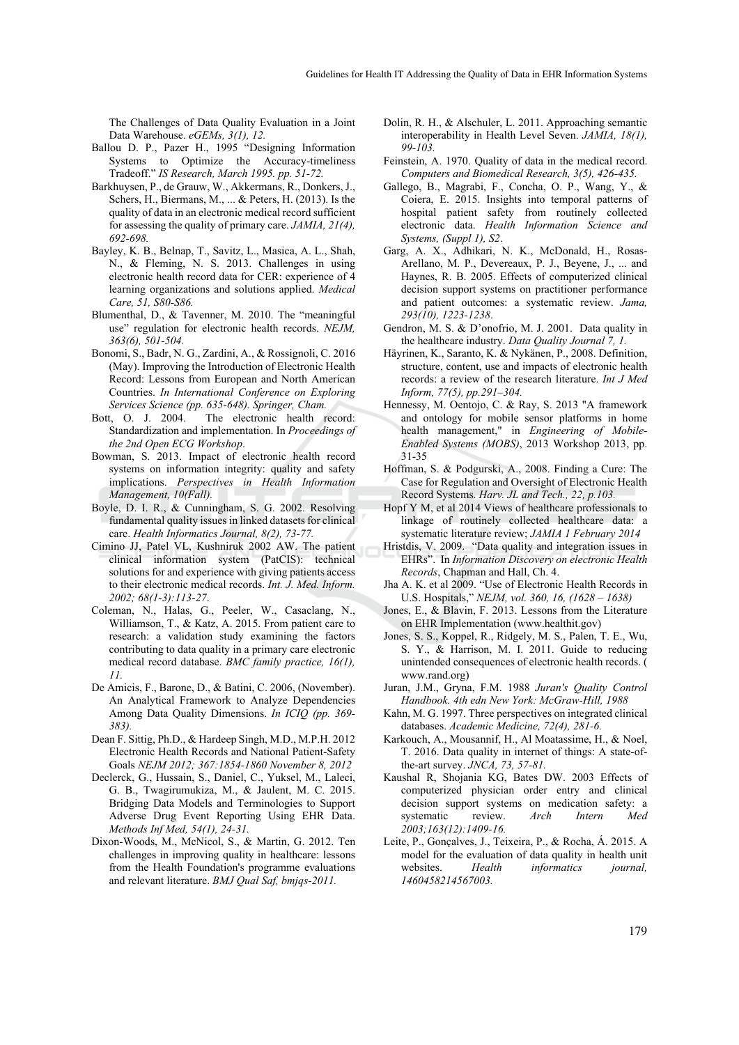The Challenges of Data Quality Evaluation in a Joint Data Warehouse. *eGEMs, 3(1), 12.*

Ballou D. P., Pazer H., 1995 "Designing Information Systems to Optimize the Accuracy-timeliness Tradeoff." *IS Research, March 1995. pp. 51-72.*

Barkhuysen, P., de Grauw, W., Akkermans, R., Donkers, J., Schers, H., Biermans, M., ... & Peters, H. (2013). Is the quality of data in an electronic medical record sufficient for assessing the quality of primary care. *JAMIA, 21(4), 692-698.*

Bayley, K. B., Belnap, T., Savitz, L., Masica, A. L., Shah, N., & Fleming, N. S. 2013. Challenges in using electronic health record data for CER: experience of 4 learning organizations and solutions applied. *Medical Care, 51, S80-S86.*

Blumenthal, D., & Tavenner, M. 2010. The "meaningful use" regulation for electronic health records. *NEJM, 363(6), 501-504.*

Bonomi, S., Badr, N. G., Zardini, A., & Rossignoli, C. 2016 (May). Improving the Introduction of Electronic Health Record: Lessons from European and North American Countries. *In International Conference on Exploring Services Science (pp. 635-648). Springer, Cham.*

Bott, O. J. 2004. The electronic health record: Standardization and implementation. In *Proceedings of the 2nd Open ECG Workshop*.

Bowman, S. 2013. Impact of electronic health record systems on information integrity: quality and safety implications. *Perspectives in Health Information Management, 10(Fall).*

Boyle, D. I. R., & Cunningham, S. G. 2002. Resolving fundamental quality issues in linked datasets for clinical care. *Health Informatics Journal, 8(2), 73-77.*

Cimino JJ, Patel VL, Kushniruk 2002 AW. The patient clinical information system (PatCIS): technical solutions for and experience with giving patients access to their electronic medical records. *Int. J. Med. Inform. 2002; 68(1-3):113-27*.

Coleman, N., Halas, G., Peeler, W., Casaclang, N., Williamson, T., & Katz, A. 2015. From patient care to research: a validation study examining the factors contributing to data quality in a primary care electronic medical record database. *BMC family practice, 16(1), 11.*

De Amicis, F., Barone, D., & Batini, C. 2006, (November). An Analytical Framework to Analyze Dependencies Among Data Quality Dimensions. *In ICIQ (pp. 369-383).*

Dean F. Sittig, Ph.D., & Hardeep Singh, M.D., M.P.H. 2012 Electronic Health Records and National Patient-Safety Goals *NEJM 2012; 367:1854-1860 November 8, 2012*

Declerck, G., Hussain, S., Daniel, C., Yuksel, M., Laleci, G. B., Twagirumukiza, M., & Jaulent, M. C. 2015. Bridging Data Models and Terminologies to Support Adverse Drug Event Reporting Using EHR Data. *Methods Inf Med, 54(1), 24-31.*

Dixon-Woods, M., McNicol, S., & Martin, G. 2012. Ten challenges in improving quality in healthcare: lessons from the Health Foundation's programme evaluations and relevant literature. *BMJ Qual Saf, bmjqs-2011.*

Dolin, R. H., & Alschuler, L. 2011. Approaching semantic interoperability in Health Level Seven. *JAMIA, 18(1), 99-103.*

Feinstein, A. 1970. Quality of data in the medical record. *Computers and Biomedical Research, 3(5), 426-435.*

Gallego, B., Magrabi, F., Concha, O. P., Wang, Y., & Coiera, E. 2015. Insights into temporal patterns of hospital patient safety from routinely collected electronic data. *Health Information Science and Systems, (Suppl 1), S2*.

Garg, A. X., Adhikari, N. K., McDonald, H., Rosas-Arellano, M. P., Devereaux, P. J., Beyene, J., ... and Haynes, R. B. 2005. Effects of computerized clinical decision support systems on practitioner performance and patient outcomes: a systematic review. *Jama, 293(10), 1223-1238*.

Gendron, M. S. & D'onofrio, M. J. 2001. Data quality in the healthcare industry. *Data Quality Journal 7, 1.*

Häyrinen, K., Saranto, K. & Nykänen, P., 2008. Definition, structure, content, use and impacts of electronic health records: a review of the research literature. *Int J Med Inform, 77(5), pp.291–304.*

Hennessy, M. Oentojo, C. & Ray, S. 2013 "A framework and ontology for mobile sensor platforms in home health management," in *Engineering of Mobile-Enabled Systems (MOBS)*, 2013 Workshop 2013, pp. 31-35

Hoffman, S. & Podgurski, A., 2008. Finding a Cure: The Case for Regulation and Oversight of Electronic Health Record Systems. *Harv. JL and Tech., 22, p.103.*

Hopf Y M, et al 2014 Views of healthcare professionals to linkage of routinely collected healthcare data: a systematic literature review; *JAMIA 1 February 2014*

Hristdis, V. 2009. "Data quality and integration issues in EHRs". In *Information Discovery on electronic Health Records*, Chapman and Hall, Ch. 4.

Jha A. K. et al 2009. "Use of Electronic Health Records in U.S. Hospitals," *NEJM, vol. 360, 16, (1628 – 1638)*

Jones, E., & Blavin, F. 2013. Lessons from the Literature on EHR Implementation (www.healthit.gov)

Jones, S. S., Koppel, R., Ridgely, M. S., Palen, T. E., Wu, S. Y., & Harrison, M. I. 2011. Guide to reducing unintended consequences of electronic health records. ( www.rand.org)

Juran, J.M., Gryna, F.M. 1988 *Juran's Quality Control Handbook. 4th edn New York: McGraw-Hill, 1988*

Kahn, M. G. 1997. Three perspectives on integrated clinical databases. *Academic Medicine, 72(4), 281-6.*

Karkouch, A., Mousannif, H., Al Moatassime, H., & Noel, T. 2016. Data quality in internet of things: A state-of-the-art survey. *JNCA, 73, 57-81.*

Kaushal R, Shojania KG, Bates DW. 2003 Effects of computerized physician order entry and clinical decision support systems on medication safety: a systematic review. *Arch Intern Med 2003;163(12):1409-16.*

Leite, P., Gonçalves, J., Teixeira, P., & Rocha, Á. 2015. A model for the evaluation of data quality in health unit websites. *Health informatics journal, 1460458214567003.*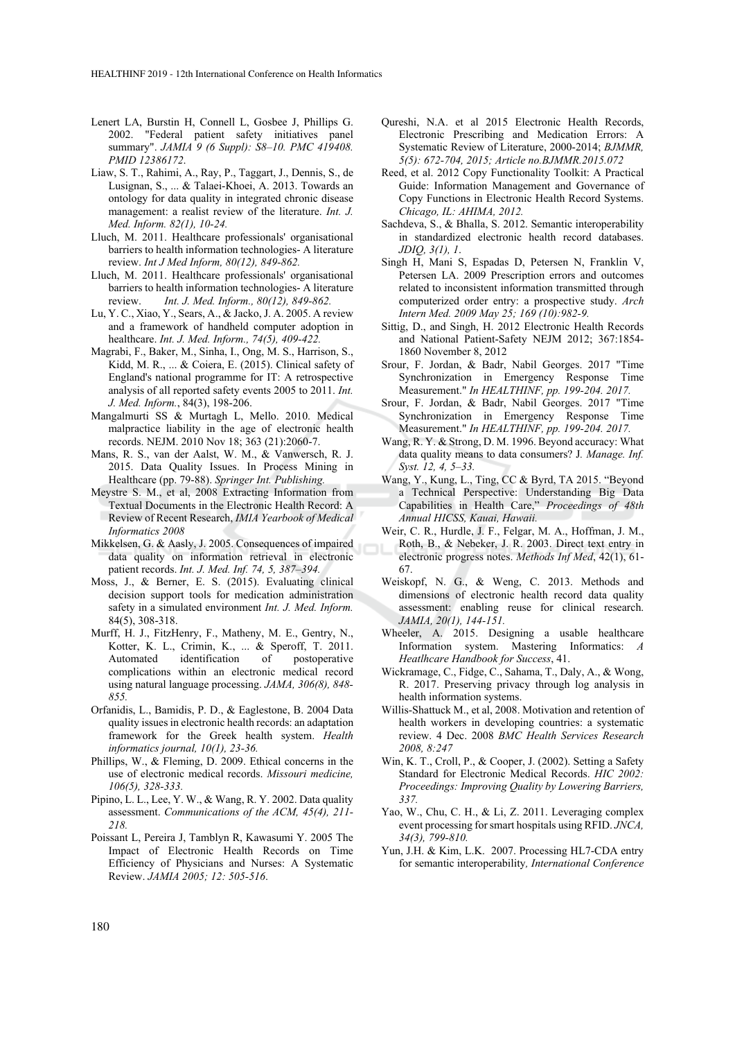Lenert LA, Burstin H, Connell L, Gosbee J, Phillips G. 2002. "Federal patient safety initiatives panel summary". *JAMIA 9 (6 Suppl): S8–10. PMC 419408. PMID 12386172.*

Liaw, S. T., Rahimi, A., Ray, P., Taggart, J., Dennis, S., de Lusignan, S., ... & Talaei-Khoei, A. 2013. Towards an ontology for data quality in integrated chronic disease management: a realist review of the literature. *Int. J. Med. Inform. 82(1), 10-24.*

Lluch, M. 2011. Healthcare professionals' organisational barriers to health information technologies- A literature review. *Int J Med Inform, 80(12), 849-862.*

Lluch, M. 2011. Healthcare professionals' organisational barriers to health information technologies- A literature review. *Int. J. Med. Inform., 80(12), 849-862.*

Lu, Y. C., Xiao, Y., Sears, A., & Jacko, J. A. 2005. A review and a framework of handheld computer adoption in healthcare. *Int. J. Med. Inform., 74(5), 409-422.*

Magrabi, F., Baker, M., Sinha, I., Ong, M. S., Harrison, S., Kidd, M. R., ... & Coiera, E. (2015). Clinical safety of England's national programme for IT: A retrospective analysis of all reported safety events 2005 to 2011. *Int. J. Med. Inform.*, 84(3), 198-206.

Mangalmurti SS & Murtagh L, Mello. 2010. Medical malpractice liability in the age of electronic health records. NEJM. 2010 Nov 18; 363 (21):2060-7.

Mans, R. S., van der Aalst, W. M., & Vanwersch, R. J. 2015. Data Quality Issues. In Process Mining in Healthcare (pp. 79-88). *Springer Int. Publishing.*

Meystre S. M., et al, 2008 Extracting Information from Textual Documents in the Electronic Health Record: A Review of Recent Research, *IMIA Yearbook of Medical Informatics 2008*

Mikkelsen, G. & Aasly, J. 2005. Consequences of impaired data quality on information retrieval in electronic patient records. *Int. J. Med. Inf. 74, 5, 387–394.*

Moss, J., & Berner, E. S. (2015). Evaluating clinical decision support tools for medication administration safety in a simulated environment *Int. J. Med. Inform.* 84(5), 308-318.

Murff, H. J., FitzHenry, F., Matheny, M. E., Gentry, N., Kotter, K. L., Crimin, K., ... & Speroff, T. 2011. Automated identification of postoperative complications within an electronic medical record using natural language processing. *JAMA, 306(8), 848-855.*

Orfanidis, L., Bamidis, P. D., & Eaglestone, B. 2004 Data quality issues in electronic health records: an adaptation framework for the Greek health system. *Health informatics journal, 10(1), 23-36.*

Phillips, W., & Fleming, D. 2009. Ethical concerns in the use of electronic medical records. *Missouri medicine, 106(5), 328-333.*

Pipino, L. L., Lee, Y. W., & Wang, R. Y. 2002. Data quality assessment. *Communications of the ACM, 45(4), 211-218.*

Poissant L, Pereira J, Tamblyn R, Kawasumi Y. 2005 The Impact of Electronic Health Records on Time Efficiency of Physicians and Nurses: A Systematic Review. *JAMIA 2005; 12: 505-516.*

Qureshi, N.A. et al 2015 Electronic Health Records, Electronic Prescribing and Medication Errors: A Systematic Review of Literature, 2000-2014; *BJMMR, 5(5): 672-704, 2015; Article no.BJMMR.2015.072*

Reed, et al. 2012 Copy Functionality Toolkit: A Practical Guide: Information Management and Governance of Copy Functions in Electronic Health Record Systems. *Chicago, IL: AHIMA, 2012.*

Sachdeva, S., & Bhalla, S. 2012. Semantic interoperability in standardized electronic health record databases. *JDIQ, 3(1), 1*.

Singh H, Mani S, Espadas D, Petersen N, Franklin V, Petersen LA. 2009 Prescription errors and outcomes related to inconsistent information transmitted through computerized order entry: a prospective study. *Arch Intern Med. 2009 May 25; 169 (10):982-9.*

Sittig, D., and Singh, H. 2012 Electronic Health Records and National Patient-Safety NEJM 2012; 367:1854-1860 November 8, 2012

Srour, F. Jordan, & Badr, Nabil Georges. 2017 "Time Synchronization in Emergency Response Time Measurement." *In HEALTHINF, pp. 199-204. 2017.*

Srour, F. Jordan, & Badr, Nabil Georges. 2017 "Time Synchronization in Emergency Response Time Measurement." *In HEALTHINF, pp. 199-204. 2017.*

Wang, R. Y. & Strong, D. M. 1996. Beyond accuracy: What data quality means to data consumers? J*. Manage. Inf. Syst. 12, 4, 5–33.*

Wang, Y., Kung, L., Ting, CC & Byrd, TA 2015. "Beyond a Technical Perspective: Understanding Big Data Capabilities in Health Care," *Proceedings of 48th Annual HICSS, Kauai, Hawaii.*

Weir, C. R., Hurdle, J. F., Felgar, M. A., Hoffman, J. M., Roth, B., & Nebeker, J. R. 2003. Direct text entry in electronic progress notes. *Methods Inf Med*, 42(1), 61-67.

Weiskopf, N. G., & Weng, C. 2013. Methods and dimensions of electronic health record data quality assessment: enabling reuse for clinical research. *JAMIA, 20(1), 144-151.*

Wheeler, A. 2015. Designing a usable healthcare Information system. Mastering Informatics: *A Heatlhcare Handbook for Success*, 41.

Wickramage, C., Fidge, C., Sahama, T., Daly, A., & Wong, R. 2017. Preserving privacy through log analysis in health information systems.

Willis-Shattuck M., et al, 2008. Motivation and retention of health workers in developing countries: a systematic review. 4 Dec. 2008 *BMC Health Services Research 2008, 8:247*

Win, K. T., Croll, P., & Cooper, J. (2002). Setting a Safety Standard for Electronic Medical Records. *HIC 2002: Proceedings: Improving Quality by Lowering Barriers, 337.*

Yao, W., Chu, C. H., & Li, Z. 2011. Leveraging complex event processing for smart hospitals using RFID. *JNCA, 34(3), 799-810.*

Yun, J.H. & Kim, L.K. 2007. Processing HL7-CDA entry for semantic interoperability*, International Conference*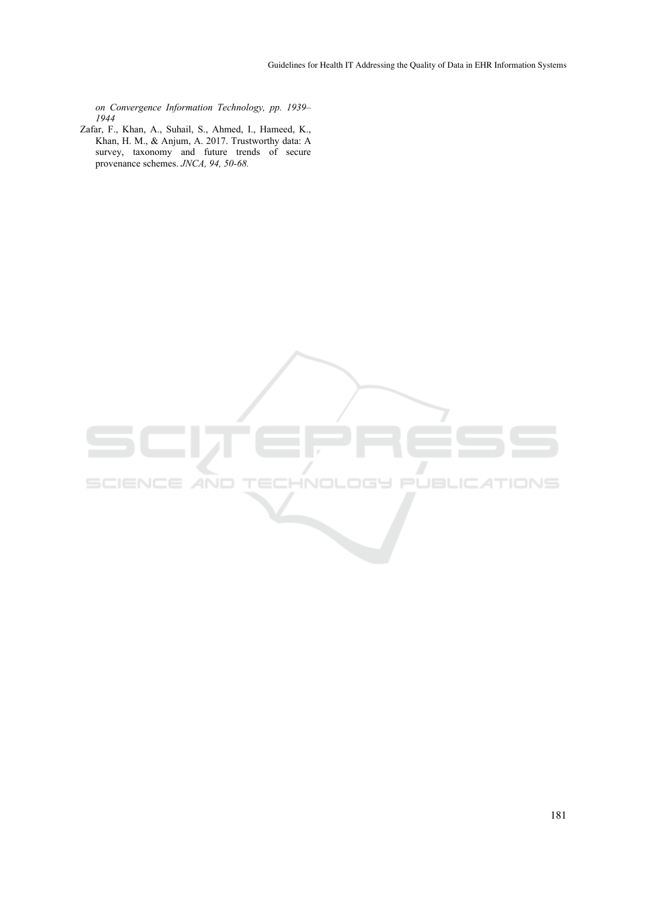*on Convergence Information Technology, pp. 1939–1944*

Zafar, F., Khan, A., Suhail, S., Ahmed, I., Hameed, K., Khan, H. M., & Anjum, A. 2017. Trustworthy data: A survey, taxonomy and future trends of secure provenance schemes. *JNCA, 94, 50-68.*